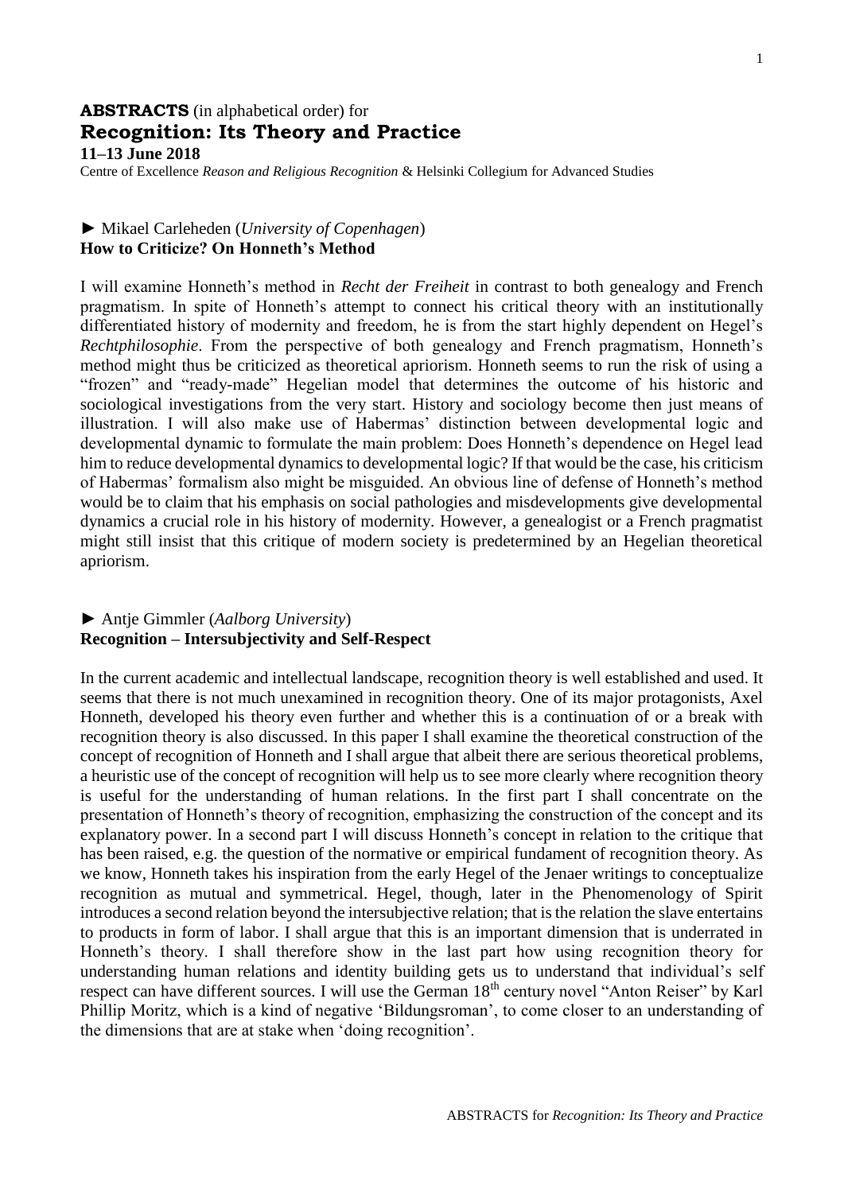# **ABSTRACTS** (in alphabetical order) for
# **Recognition: Its Theory and Practice**

**11–13 June 2018**

Centre of Excellence *Reason and Religious Recognition* & Helsinki Collegium for Advanced Studies

► Mikael Carleheden (*University of Copenhagen*)
**How to Criticize? On Honneth's Method**

I will examine Honneth's method in *Recht der Freiheit* in contrast to both genealogy and French pragmatism. In spite of Honneth's attempt to connect his critical theory with an institutionally differentiated history of modernity and freedom, he is from the start highly dependent on Hegel's *Rechtphilosophie*. From the perspective of both genealogy and French pragmatism, Honneth's method might thus be criticized as theoretical apriorism. Honneth seems to run the risk of using a "frozen" and "ready-made" Hegelian model that determines the outcome of his historic and sociological investigations from the very start. History and sociology become then just means of illustration. I will also make use of Habermas' distinction between developmental logic and developmental dynamic to formulate the main problem: Does Honneth's dependence on Hegel lead him to reduce developmental dynamics to developmental logic? If that would be the case, his criticism of Habermas' formalism also might be misguided. An obvious line of defense of Honneth's method would be to claim that his emphasis on social pathologies and misdevelopments give developmental dynamics a crucial role in his history of modernity. However, a genealogist or a French pragmatist might still insist that this critique of modern society is predetermined by an Hegelian theoretical apriorism.

► Antje Gimmler (*Aalborg University*)
**Recognition – Intersubjectivity and Self-Respect**

In the current academic and intellectual landscape, recognition theory is well established and used. It seems that there is not much unexamined in recognition theory. One of its major protagonists, Axel Honneth, developed his theory even further and whether this is a continuation of or a break with recognition theory is also discussed. In this paper I shall examine the theoretical construction of the concept of recognition of Honneth and I shall argue that albeit there are serious theoretical problems, a heuristic use of the concept of recognition will help us to see more clearly where recognition theory is useful for the understanding of human relations. In the first part I shall concentrate on the presentation of Honneth's theory of recognition, emphasizing the construction of the concept and its explanatory power. In a second part I will discuss Honneth's concept in relation to the critique that has been raised, e.g. the question of the normative or empirical fundament of recognition theory. As we know, Honneth takes his inspiration from the early Hegel of the Jenaer writings to conceptualize recognition as mutual and symmetrical. Hegel, though, later in the Phenomenology of Spirit introduces a second relation beyond the intersubjective relation; that is the relation the slave entertains to products in form of labor. I shall argue that this is an important dimension that is underrated in Honneth's theory. I shall therefore show in the last part how using recognition theory for understanding human relations and identity building gets us to understand that individual's self respect can have different sources. I will use the German 18th century novel "Anton Reiser" by Karl Phillip Moritz, which is a kind of negative 'Bildungsroman', to come closer to an understanding of the dimensions that are at stake when 'doing recognition'.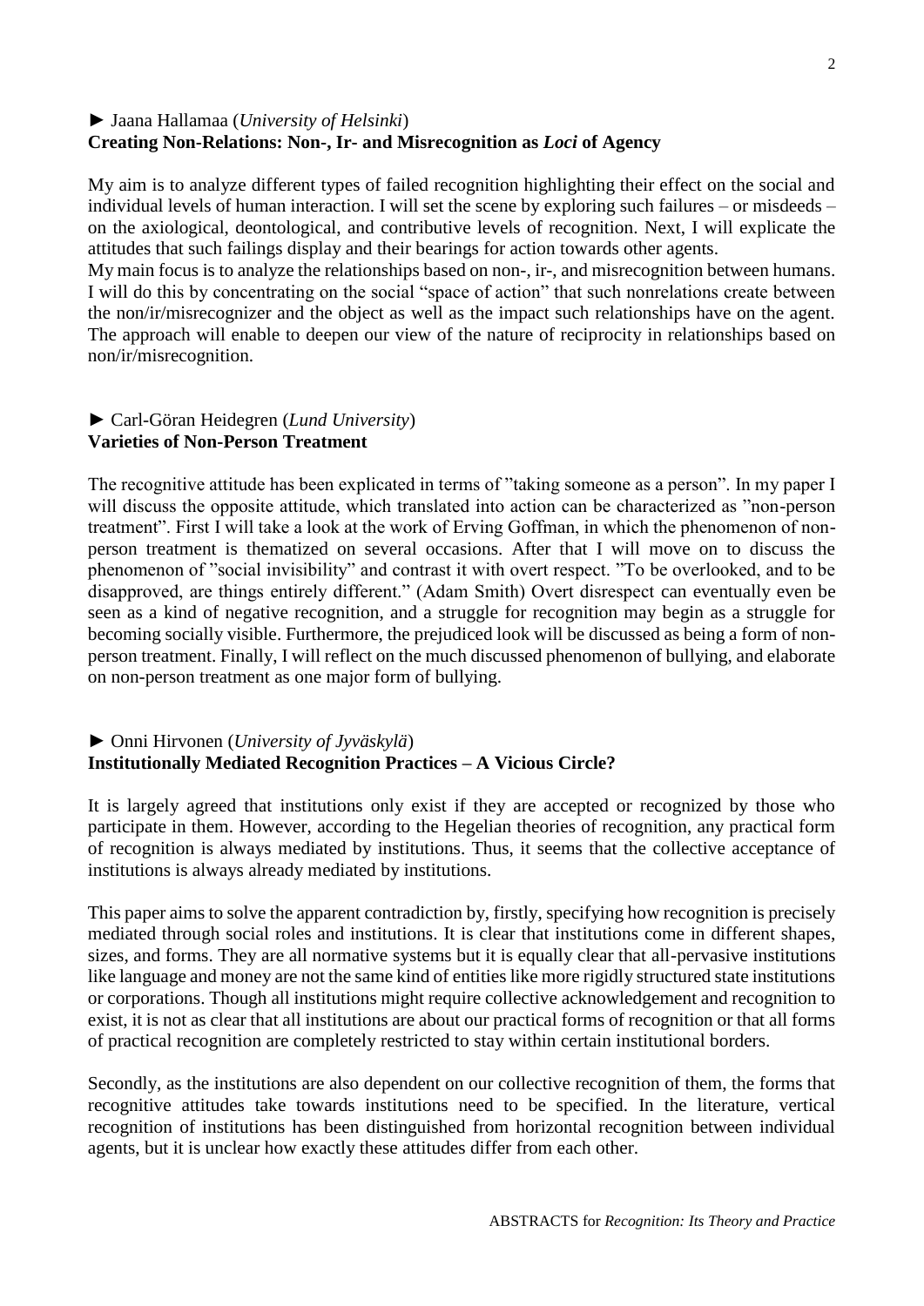► Jaana Hallamaa (*University of Helsinki*)
**Creating Non-Relations: Non-, Ir- and Misrecognition as *Loci* of Agency**

My aim is to analyze different types of failed recognition highlighting their effect on the social and individual levels of human interaction. I will set the scene by exploring such failures – or misdeeds – on the axiological, deontological, and contributive levels of recognition. Next, I will explicate the attitudes that such failings display and their bearings for action towards other agents.
My main focus is to analyze the relationships based on non-, ir-, and misrecognition between humans. I will do this by concentrating on the social "space of action" that such nonrelations create between the non/ir/misrecognizer and the object as well as the impact such relationships have on the agent. The approach will enable to deepen our view of the nature of reciprocity in relationships based on non/ir/misrecognition.

► Carl-Göran Heidegren (*Lund University*)
**Varieties of Non-Person Treatment**

The recognitive attitude has been explicated in terms of "taking someone as a person". In my paper I will discuss the opposite attitude, which translated into action can be characterized as "non-person treatment". First I will take a look at the work of Erving Goffman, in which the phenomenon of non-person treatment is thematized on several occasions. After that I will move on to discuss the phenomenon of "social invisibility" and contrast it with overt respect. "To be overlooked, and to be disapproved, are things entirely different." (Adam Smith) Overt disrespect can eventually even be seen as a kind of negative recognition, and a struggle for recognition may begin as a struggle for becoming socially visible. Furthermore, the prejudiced look will be discussed as being a form of non-person treatment. Finally, I will reflect on the much discussed phenomenon of bullying, and elaborate on non-person treatment as one major form of bullying.

► Onni Hirvonen (*University of Jyväskylä*)
**Institutionally Mediated Recognition Practices – A Vicious Circle?**

It is largely agreed that institutions only exist if they are accepted or recognized by those who participate in them. However, according to the Hegelian theories of recognition, any practical form of recognition is always mediated by institutions. Thus, it seems that the collective acceptance of institutions is always already mediated by institutions.

This paper aims to solve the apparent contradiction by, firstly, specifying how recognition is precisely mediated through social roles and institutions. It is clear that institutions come in different shapes, sizes, and forms. They are all normative systems but it is equally clear that all-pervasive institutions like language and money are not the same kind of entities like more rigidly structured state institutions or corporations. Though all institutions might require collective acknowledgement and recognition to exist, it is not as clear that all institutions are about our practical forms of recognition or that all forms of practical recognition are completely restricted to stay within certain institutional borders.

Secondly, as the institutions are also dependent on our collective recognition of them, the forms that recognitive attitudes take towards institutions need to be specified. In the literature, vertical recognition of institutions has been distinguished from horizontal recognition between individual agents, but it is unclear how exactly these attitudes differ from each other.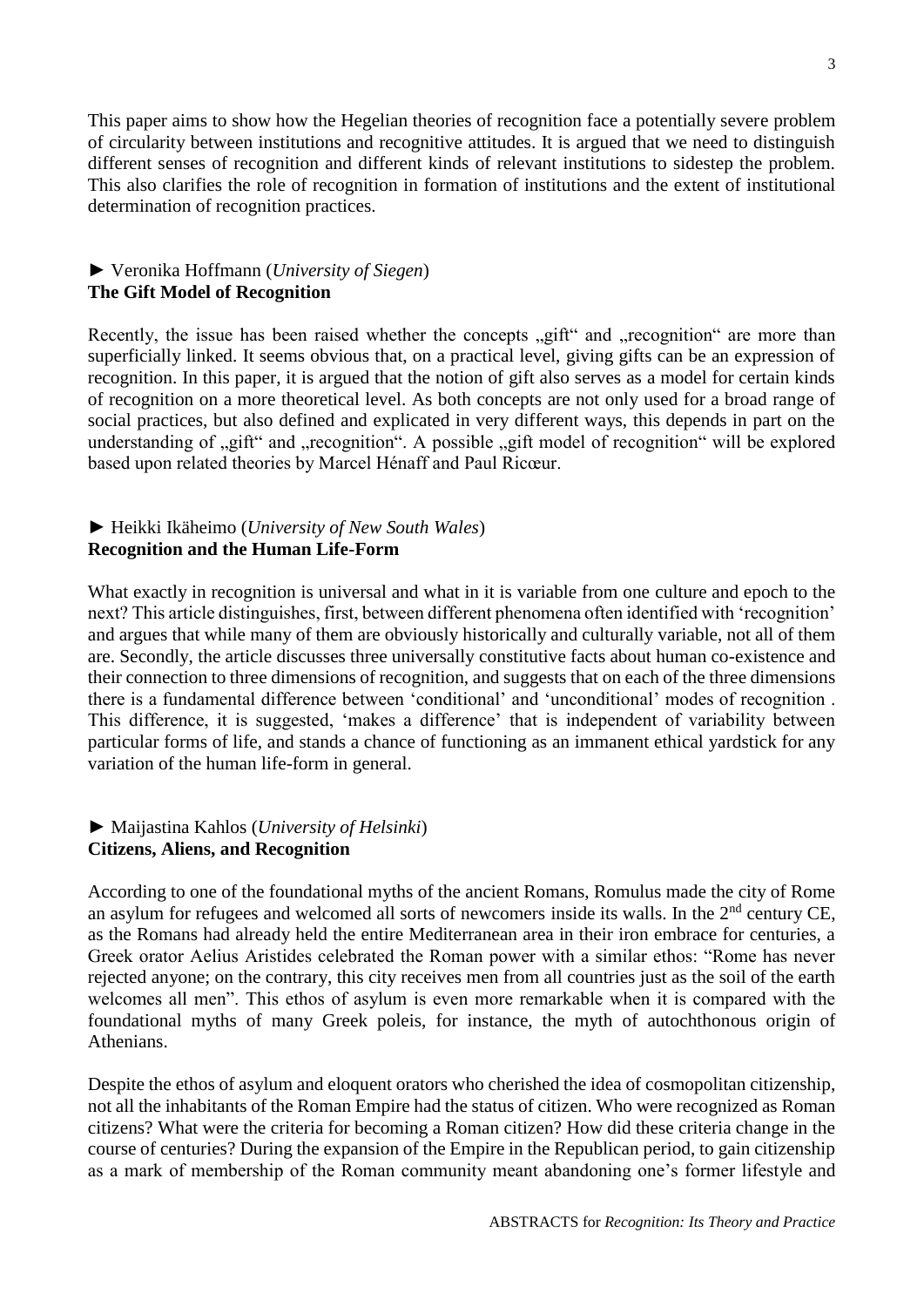This paper aims to show how the Hegelian theories of recognition face a potentially severe problem of circularity between institutions and recognitive attitudes. It is argued that we need to distinguish different senses of recognition and different kinds of relevant institutions to sidestep the problem. This also clarifies the role of recognition in formation of institutions and the extent of institutional determination of recognition practices.

► Veronika Hoffmann (*University of Siegen*)
**The Gift Model of Recognition**

Recently, the issue has been raised whether the concepts „gift" and „recognition" are more than superficially linked. It seems obvious that, on a practical level, giving gifts can be an expression of recognition. In this paper, it is argued that the notion of gift also serves as a model for certain kinds of recognition on a more theoretical level. As both concepts are not only used for a broad range of social practices, but also defined and explicated in very different ways, this depends in part on the understanding of „gift" and „recognition". A possible „gift model of recognition" will be explored based upon related theories by Marcel Hénaff and Paul Ricœur.

► Heikki Ikäheimo (*University of New South Wales*)
**Recognition and the Human Life-Form**

What exactly in recognition is universal and what in it is variable from one culture and epoch to the next? This article distinguishes, first, between different phenomena often identified with 'recognition' and argues that while many of them are obviously historically and culturally variable, not all of them are. Secondly, the article discusses three universally constitutive facts about human co-existence and their connection to three dimensions of recognition, and suggests that on each of the three dimensions there is a fundamental difference between 'conditional' and 'unconditional' modes of recognition . This difference, it is suggested, 'makes a difference' that is independent of variability between particular forms of life, and stands a chance of functioning as an immanent ethical yardstick for any variation of the human life-form in general.

► Maijastina Kahlos (*University of Helsinki*)
**Citizens, Aliens, and Recognition**

According to one of the foundational myths of the ancient Romans, Romulus made the city of Rome an asylum for refugees and welcomed all sorts of newcomers inside its walls. In the 2nd century CE, as the Romans had already held the entire Mediterranean area in their iron embrace for centuries, a Greek orator Aelius Aristides celebrated the Roman power with a similar ethos: "Rome has never rejected anyone; on the contrary, this city receives men from all countries just as the soil of the earth welcomes all men". This ethos of asylum is even more remarkable when it is compared with the foundational myths of many Greek poleis, for instance, the myth of autochthonous origin of Athenians.

Despite the ethos of asylum and eloquent orators who cherished the idea of cosmopolitan citizenship, not all the inhabitants of the Roman Empire had the status of citizen. Who were recognized as Roman citizens? What were the criteria for becoming a Roman citizen? How did these criteria change in the course of centuries? During the expansion of the Empire in the Republican period, to gain citizenship as a mark of membership of the Roman community meant abandoning one's former lifestyle and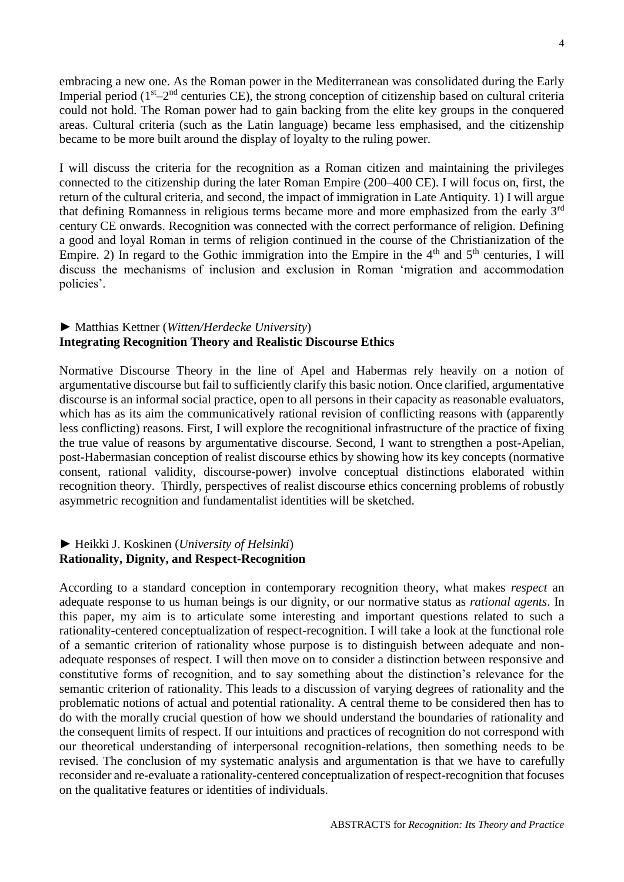embracing a new one. As the Roman power in the Mediterranean was consolidated during the Early Imperial period (1st–2nd centuries CE), the strong conception of citizenship based on cultural criteria could not hold. The Roman power had to gain backing from the elite key groups in the conquered areas. Cultural criteria (such as the Latin language) became less emphasised, and the citizenship became to be more built around the display of loyalty to the ruling power.

I will discuss the criteria for the recognition as a Roman citizen and maintaining the privileges connected to the citizenship during the later Roman Empire (200–400 CE). I will focus on, first, the return of the cultural criteria, and second, the impact of immigration in Late Antiquity. 1) I will argue that defining Romanness in religious terms became more and more emphasized from the early 3rd century CE onwards. Recognition was connected with the correct performance of religion. Defining a good and loyal Roman in terms of religion continued in the course of the Christianization of the Empire. 2) In regard to the Gothic immigration into the Empire in the 4th and 5th centuries, I will discuss the mechanisms of inclusion and exclusion in Roman 'migration and accommodation policies'.

► Matthias Kettner (*Witten/Herdecke University*)
**Integrating Recognition Theory and Realistic Discourse Ethics**

Normative Discourse Theory in the line of Apel and Habermas rely heavily on a notion of argumentative discourse but fail to sufficiently clarify this basic notion. Once clarified, argumentative discourse is an informal social practice, open to all persons in their capacity as reasonable evaluators, which has as its aim the communicatively rational revision of conflicting reasons with (apparently less conflicting) reasons. First, I will explore the recognitional infrastructure of the practice of fixing the true value of reasons by argumentative discourse. Second, I want to strengthen a post-Apelian, post-Habermasian conception of realist discourse ethics by showing how its key concepts (normative consent, rational validity, discourse-power) involve conceptual distinctions elaborated within recognition theory. Thirdly, perspectives of realist discourse ethics concerning problems of robustly asymmetric recognition and fundamentalist identities will be sketched.

► Heikki J. Koskinen (*University of Helsinki*)
**Rationality, Dignity, and Respect-Recognition**

According to a standard conception in contemporary recognition theory, what makes *respect* an adequate response to us human beings is our dignity, or our normative status as *rational agents*. In this paper, my aim is to articulate some interesting and important questions related to such a rationality-centered conceptualization of respect-recognition. I will take a look at the functional role of a semantic criterion of rationality whose purpose is to distinguish between adequate and non-adequate responses of respect. I will then move on to consider a distinction between responsive and constitutive forms of recognition, and to say something about the distinction's relevance for the semantic criterion of rationality. This leads to a discussion of varying degrees of rationality and the problematic notions of actual and potential rationality. A central theme to be considered then has to do with the morally crucial question of how we should understand the boundaries of rationality and the consequent limits of respect. If our intuitions and practices of recognition do not correspond with our theoretical understanding of interpersonal recognition-relations, then something needs to be revised. The conclusion of my systematic analysis and argumentation is that we have to carefully reconsider and re-evaluate a rationality-centered conceptualization of respect-recognition that focuses on the qualitative features or identities of individuals.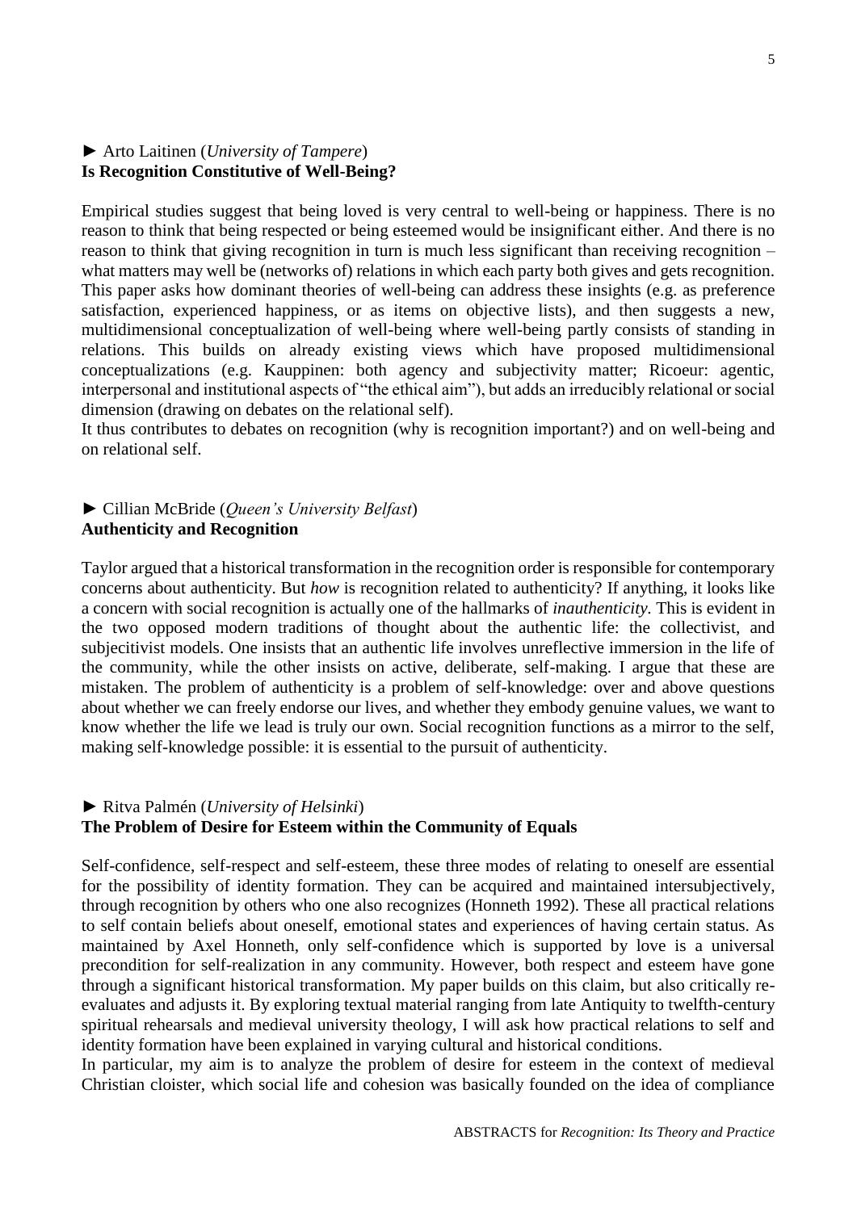► Arto Laitinen (*University of Tampere*)
**Is Recognition Constitutive of Well-Being?**

Empirical studies suggest that being loved is very central to well-being or happiness. There is no reason to think that being respected or being esteemed would be insignificant either. And there is no reason to think that giving recognition in turn is much less significant than receiving recognition – what matters may well be (networks of) relations in which each party both gives and gets recognition. This paper asks how dominant theories of well-being can address these insights (e.g. as preference satisfaction, experienced happiness, or as items on objective lists), and then suggests a new, multidimensional conceptualization of well-being where well-being partly consists of standing in relations. This builds on already existing views which have proposed multidimensional conceptualizations (e.g. Kauppinen: both agency and subjectivity matter; Ricoeur: agentic, interpersonal and institutional aspects of "the ethical aim"), but adds an irreducibly relational or social dimension (drawing on debates on the relational self).
It thus contributes to debates on recognition (why is recognition important?) and on well-being and on relational self.

► Cillian McBride (*Queen's University Belfast*)
**Authenticity and Recognition**

Taylor argued that a historical transformation in the recognition order is responsible for contemporary concerns about authenticity. But *how* is recognition related to authenticity? If anything, it looks like a concern with social recognition is actually one of the hallmarks of *inauthenticity*. This is evident in the two opposed modern traditions of thought about the authentic life: the collectivist, and subjecitivist models. One insists that an authentic life involves unreflective immersion in the life of the community, while the other insists on active, deliberate, self-making. I argue that these are mistaken. The problem of authenticity is a problem of self-knowledge: over and above questions about whether we can freely endorse our lives, and whether they embody genuine values, we want to know whether the life we lead is truly our own. Social recognition functions as a mirror to the self, making self-knowledge possible: it is essential to the pursuit of authenticity.

► Ritva Palmén (*University of Helsinki*)
**The Problem of Desire for Esteem within the Community of Equals**

Self-confidence, self-respect and self-esteem, these three modes of relating to oneself are essential for the possibility of identity formation. They can be acquired and maintained intersubjectively, through recognition by others who one also recognizes (Honneth 1992). These all practical relations to self contain beliefs about oneself, emotional states and experiences of having certain status. As maintained by Axel Honneth, only self-confidence which is supported by love is a universal precondition for self-realization in any community. However, both respect and esteem have gone through a significant historical transformation. My paper builds on this claim, but also critically re-evaluates and adjusts it. By exploring textual material ranging from late Antiquity to twelfth-century spiritual rehearsals and medieval university theology, I will ask how practical relations to self and identity formation have been explained in varying cultural and historical conditions.
In particular, my aim is to analyze the problem of desire for esteem in the context of medieval Christian cloister, which social life and cohesion was basically founded on the idea of compliance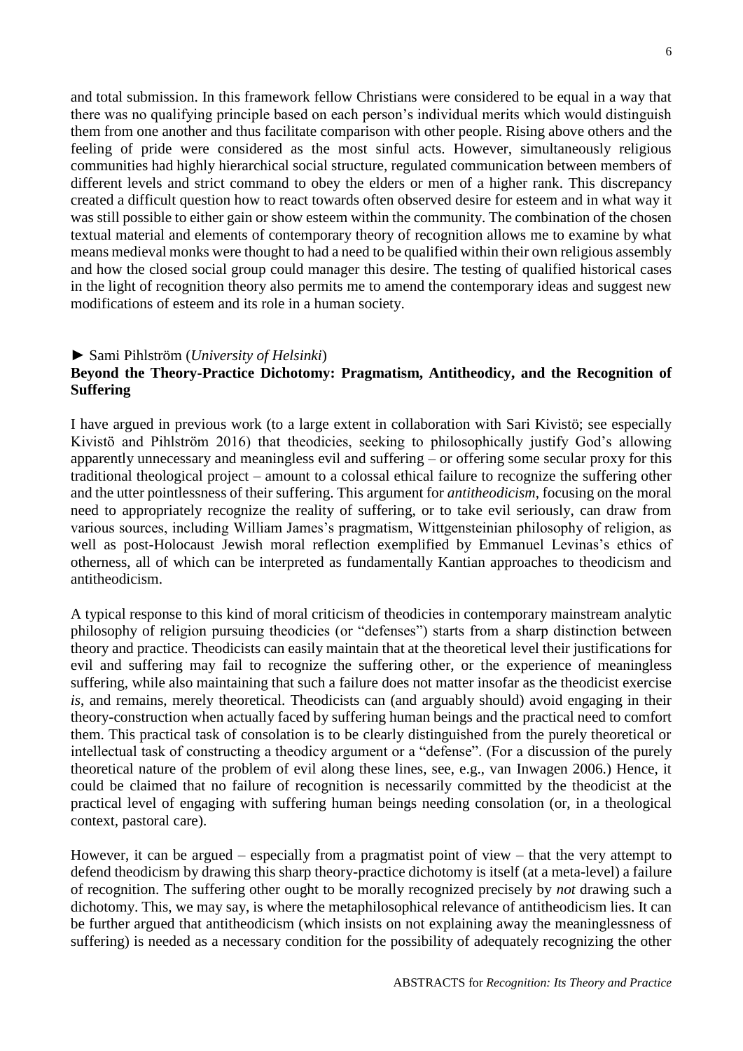and total submission. In this framework fellow Christians were considered to be equal in a way that there was no qualifying principle based on each person's individual merits which would distinguish them from one another and thus facilitate comparison with other people. Rising above others and the feeling of pride were considered as the most sinful acts. However, simultaneously religious communities had highly hierarchical social structure, regulated communication between members of different levels and strict command to obey the elders or men of a higher rank. This discrepancy created a difficult question how to react towards often observed desire for esteem and in what way it was still possible to either gain or show esteem within the community. The combination of the chosen textual material and elements of contemporary theory of recognition allows me to examine by what means medieval monks were thought to had a need to be qualified within their own religious assembly and how the closed social group could manager this desire. The testing of qualified historical cases in the light of recognition theory also permits me to amend the contemporary ideas and suggest new modifications of esteem and its role in a human society.

► Sami Pihlström (*University of Helsinki*)

**Beyond the Theory-Practice Dichotomy: Pragmatism, Antitheodicy, and the Recognition of Suffering**

I have argued in previous work (to a large extent in collaboration with Sari Kivistö; see especially Kivistö and Pihlström 2016) that theodicies, seeking to philosophically justify God's allowing apparently unnecessary and meaningless evil and suffering – or offering some secular proxy for this traditional theological project – amount to a colossal ethical failure to recognize the suffering other and the utter pointlessness of their suffering. This argument for *antitheodicism*, focusing on the moral need to appropriately recognize the reality of suffering, or to take evil seriously, can draw from various sources, including William James's pragmatism, Wittgensteinian philosophy of religion, as well as post-Holocaust Jewish moral reflection exemplified by Emmanuel Levinas's ethics of otherness, all of which can be interpreted as fundamentally Kantian approaches to theodicism and antitheodicism.

A typical response to this kind of moral criticism of theodicies in contemporary mainstream analytic philosophy of religion pursuing theodicies (or "defenses") starts from a sharp distinction between theory and practice. Theodicists can easily maintain that at the theoretical level their justifications for evil and suffering may fail to recognize the suffering other, or the experience of meaningless suffering, while also maintaining that such a failure does not matter insofar as the theodicist exercise *is*, and remains, merely theoretical. Theodicists can (and arguably should) avoid engaging in their theory-construction when actually faced by suffering human beings and the practical need to comfort them. This practical task of consolation is to be clearly distinguished from the purely theoretical or intellectual task of constructing a theodicy argument or a "defense". (For a discussion of the purely theoretical nature of the problem of evil along these lines, see, e.g., van Inwagen 2006.) Hence, it could be claimed that no failure of recognition is necessarily committed by the theodicist at the practical level of engaging with suffering human beings needing consolation (or, in a theological context, pastoral care).

However, it can be argued – especially from a pragmatist point of view – that the very attempt to defend theodicism by drawing this sharp theory-practice dichotomy is itself (at a meta-level) a failure of recognition. The suffering other ought to be morally recognized precisely by *not* drawing such a dichotomy. This, we may say, is where the metaphilosophical relevance of antitheodicism lies. It can be further argued that antitheodicism (which insists on not explaining away the meaninglessness of suffering) is needed as a necessary condition for the possibility of adequately recognizing the other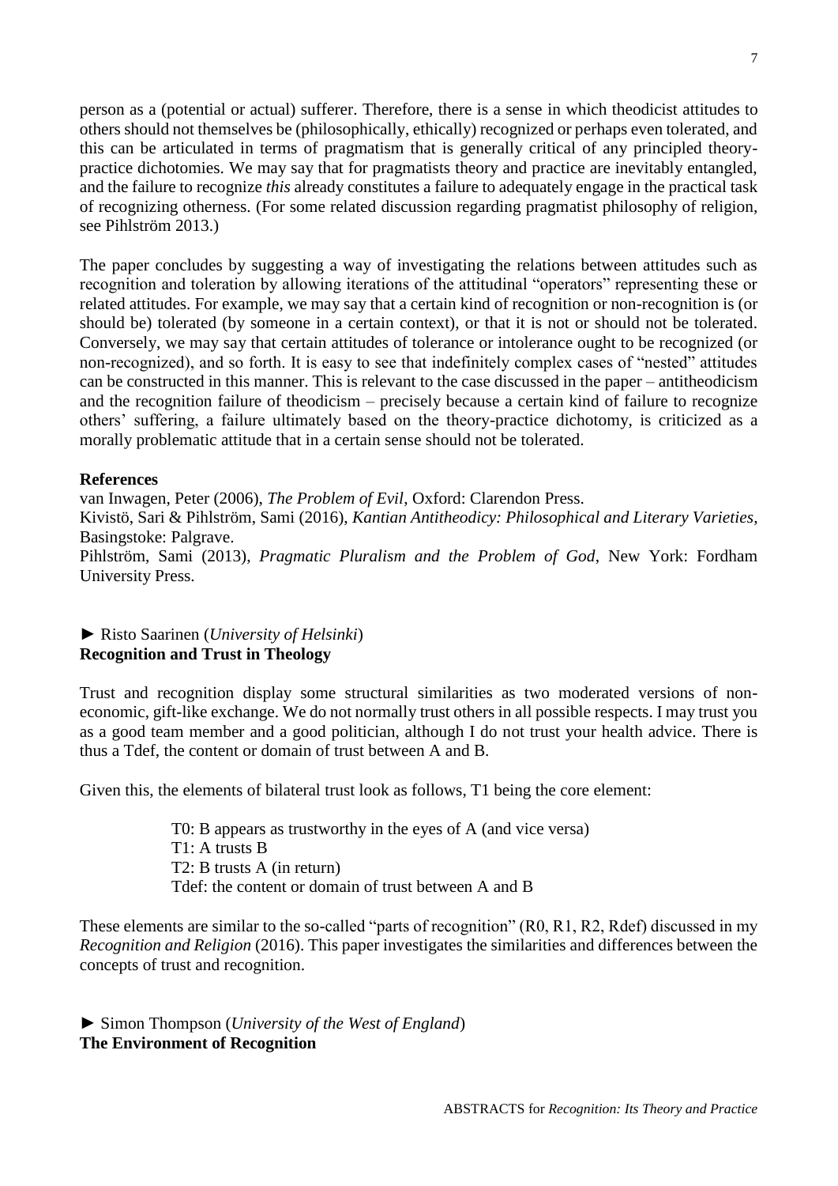person as a (potential or actual) sufferer. Therefore, there is a sense in which theodicist attitudes to others should not themselves be (philosophically, ethically) recognized or perhaps even tolerated, and this can be articulated in terms of pragmatism that is generally critical of any principled theory-practice dichotomies. We may say that for pragmatists theory and practice are inevitably entangled, and the failure to recognize *this* already constitutes a failure to adequately engage in the practical task of recognizing otherness. (For some related discussion regarding pragmatist philosophy of religion, see Pihlström 2013.)

The paper concludes by suggesting a way of investigating the relations between attitudes such as recognition and toleration by allowing iterations of the attitudinal "operators" representing these or related attitudes. For example, we may say that a certain kind of recognition or non-recognition is (or should be) tolerated (by someone in a certain context), or that it is not or should not be tolerated. Conversely, we may say that certain attitudes of tolerance or intolerance ought to be recognized (or non-recognized), and so forth. It is easy to see that indefinitely complex cases of "nested" attitudes can be constructed in this manner. This is relevant to the case discussed in the paper – antitheodicism and the recognition failure of theodicism – precisely because a certain kind of failure to recognize others' suffering, a failure ultimately based on the theory-practice dichotomy, is criticized as a morally problematic attitude that in a certain sense should not be tolerated.

**References**

van Inwagen, Peter (2006), *The Problem of Evil*, Oxford: Clarendon Press.
Kivistö, Sari & Pihlström, Sami (2016), *Kantian Antitheodicy: Philosophical and Literary Varieties*, Basingstoke: Palgrave.
Pihlström, Sami (2013), *Pragmatic Pluralism and the Problem of God*, New York: Fordham University Press.

► Risto Saarinen (*University of Helsinki*)
**Recognition and Trust in Theology**

Trust and recognition display some structural similarities as two moderated versions of non-economic, gift-like exchange. We do not normally trust others in all possible respects. I may trust you as a good team member and a good politician, although I do not trust your health advice. There is thus a Tdef, the content or domain of trust between A and B.

Given this, the elements of bilateral trust look as follows, T1 being the core element:

T0: B appears as trustworthy in the eyes of A (and vice versa)
T1: A trusts B
T2: B trusts A (in return)
Tdef: the content or domain of trust between A and B

These elements are similar to the so-called "parts of recognition" (R0, R1, R2, Rdef) discussed in my *Recognition and Religion* (2016). This paper investigates the similarities and differences between the concepts of trust and recognition.

► Simon Thompson (*University of the West of England*)
**The Environment of Recognition**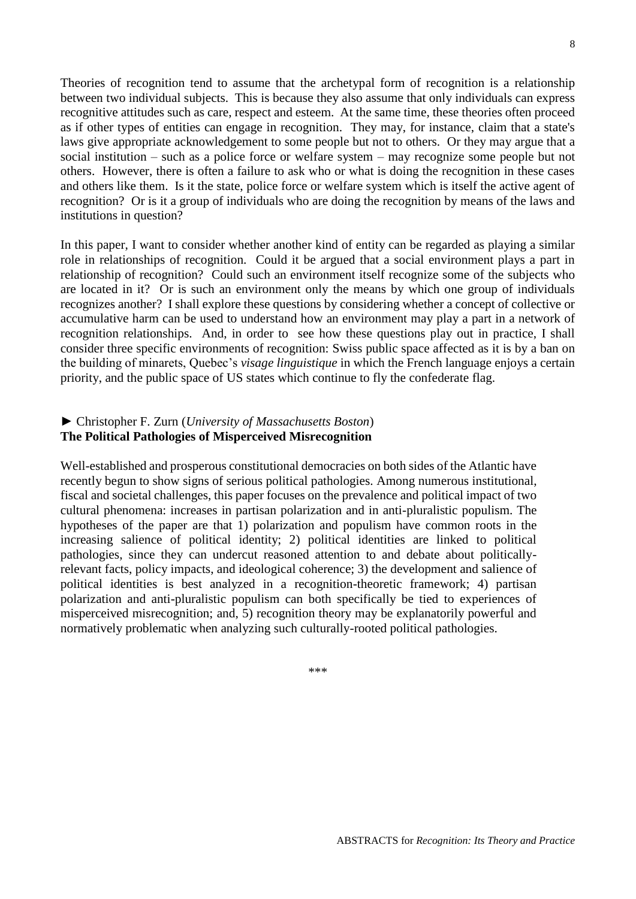Theories of recognition tend to assume that the archetypal form of recognition is a relationship between two individual subjects. This is because they also assume that only individuals can express recognitive attitudes such as care, respect and esteem. At the same time, these theories often proceed as if other types of entities can engage in recognition. They may, for instance, claim that a state's laws give appropriate acknowledgement to some people but not to others. Or they may argue that a social institution – such as a police force or welfare system – may recognize some people but not others. However, there is often a failure to ask who or what is doing the recognition in these cases and others like them. Is it the state, police force or welfare system which is itself the active agent of recognition? Or is it a group of individuals who are doing the recognition by means of the laws and institutions in question?

In this paper, I want to consider whether another kind of entity can be regarded as playing a similar role in relationships of recognition. Could it be argued that a social environment plays a part in relationship of recognition? Could such an environment itself recognize some of the subjects who are located in it? Or is such an environment only the means by which one group of individuals recognizes another? I shall explore these questions by considering whether a concept of collective or accumulative harm can be used to understand how an environment may play a part in a network of recognition relationships. And, in order to see how these questions play out in practice, I shall consider three specific environments of recognition: Swiss public space affected as it is by a ban on the building of minarets, Quebec's *visage linguistique* in which the French language enjoys a certain priority, and the public space of US states which continue to fly the confederate flag.

► Christopher F. Zurn (*University of Massachusetts Boston*)
**The Political Pathologies of Misperceived Misrecognition**

Well-established and prosperous constitutional democracies on both sides of the Atlantic have recently begun to show signs of serious political pathologies. Among numerous institutional, fiscal and societal challenges, this paper focuses on the prevalence and political impact of two cultural phenomena: increases in partisan polarization and in anti-pluralistic populism. The hypotheses of the paper are that 1) polarization and populism have common roots in the increasing salience of political identity; 2) political identities are linked to political pathologies, since they can undercut reasoned attention to and debate about politically-relevant facts, policy impacts, and ideological coherence; 3) the development and salience of political identities is best analyzed in a recognition-theoretic framework; 4) partisan polarization and anti-pluralistic populism can both specifically be tied to experiences of misperceived misrecognition; and, 5) recognition theory may be explanatorily powerful and normatively problematic when analyzing such culturally-rooted political pathologies.

\*\*\*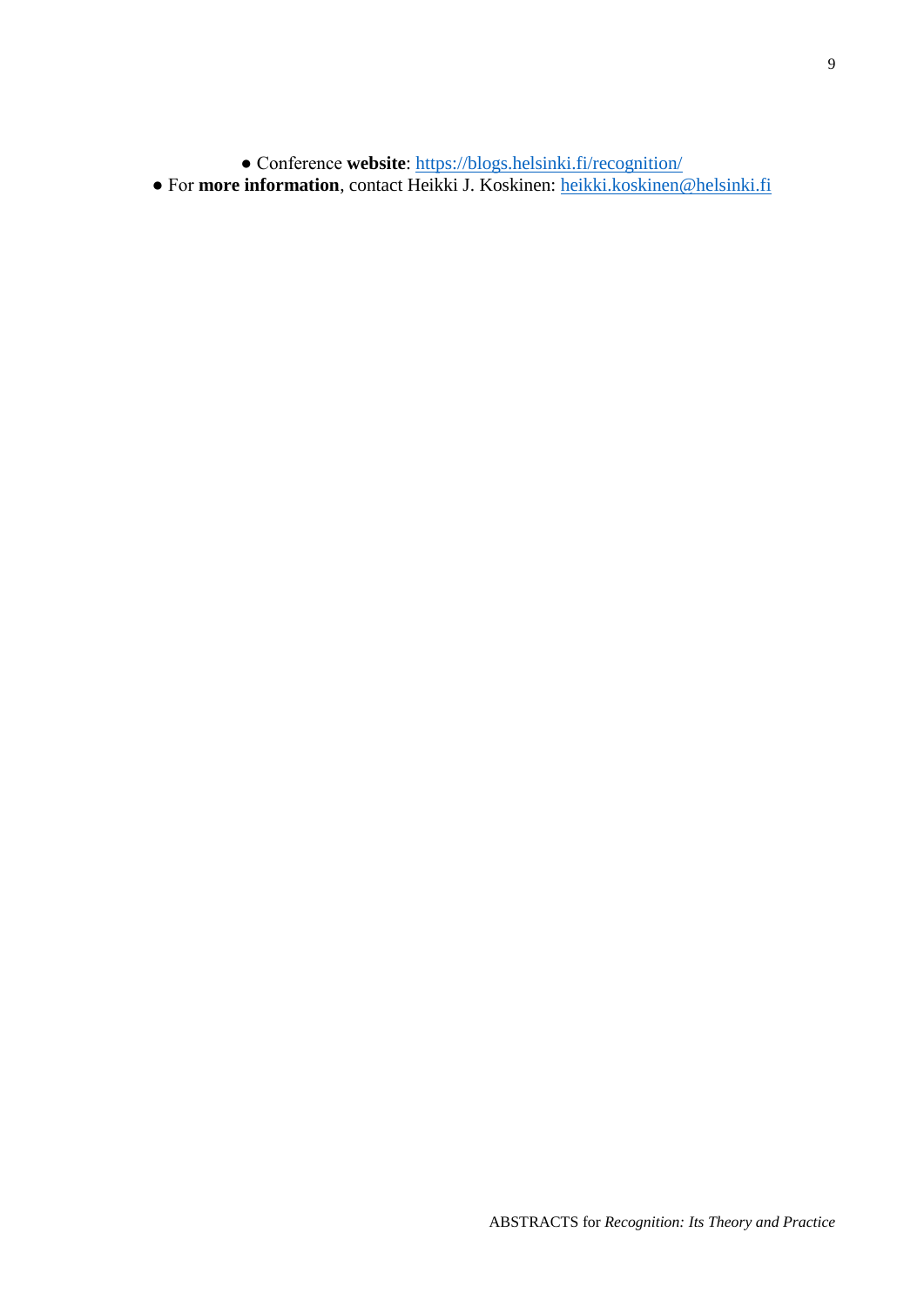- Conference **website**: https://blogs.helsinki.fi/recognition/
- For **more information**, contact Heikki J. Koskinen: heikki.koskinen@helsinki.fi